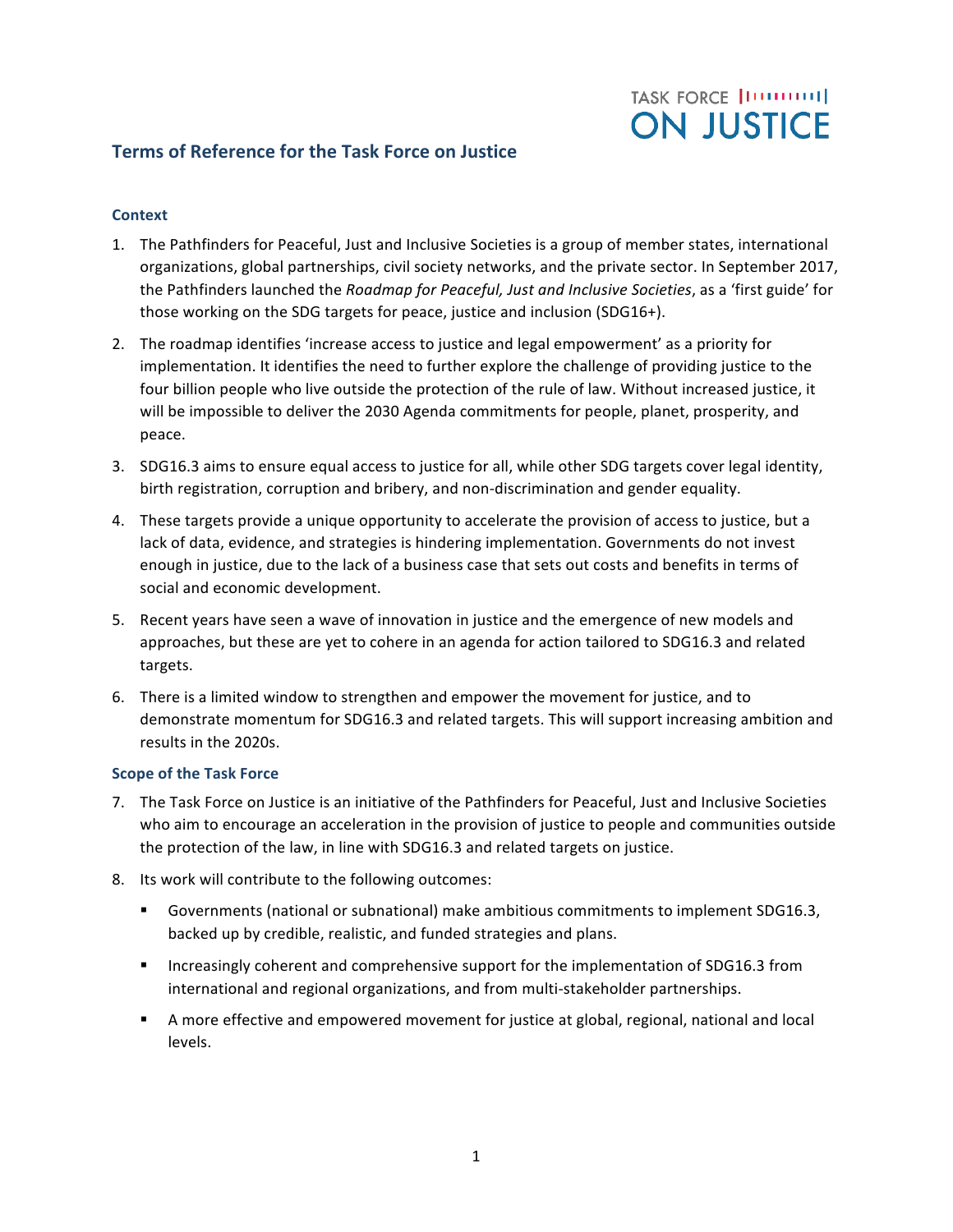TASK FORCE ON JUSTICE

# Terms of Reference for the Task Force on Justice

## Context

1. The Pathfinders for Peaceful, Just and Inclusive Societies is a group of member states, international organizations, global partnerships, civil society networks, and the private sector. In September 2017, the Pathfinders launched the *Roadmap for Peaceful, Just and Inclusive Societies*, as a 'first guide' for those working on the SDG targets for peace, justice and inclusion (SDG16+).

2. The roadmap identifies 'increase access to justice and legal empowerment' as a priority for implementation. It identifies the need to further explore the challenge of providing justice to the four billion people who live outside the protection of the rule of law. Without increased justice, it will be impossible to deliver the 2030 Agenda commitments for people, planet, prosperity, and peace.

3. SDG16.3 aims to ensure equal access to justice for all, while other SDG targets cover legal identity, birth registration, corruption and bribery, and non-discrimination and gender equality.

4. These targets provide a unique opportunity to accelerate the provision of access to justice, but a lack of data, evidence, and strategies is hindering implementation. Governments do not invest enough in justice, due to the lack of a business case that sets out costs and benefits in terms of social and economic development.

5. Recent years have seen a wave of innovation in justice and the emergence of new models and approaches, but these are yet to cohere in an agenda for action tailored to SDG16.3 and related targets.

6. There is a limited window to strengthen and empower the movement for justice, and to demonstrate momentum for SDG16.3 and related targets. This will support increasing ambition and results in the 2020s.

## Scope of the Task Force

7. The Task Force on Justice is an initiative of the Pathfinders for Peaceful, Just and Inclusive Societies who aim to encourage an acceleration in the provision of justice to people and communities outside the protection of the law, in line with SDG16.3 and related targets on justice.

8. Its work will contribute to the following outcomes:

   - Governments (national or subnational) make ambitious commitments to implement SDG16.3, backed up by credible, realistic, and funded strategies and plans.
   - Increasingly coherent and comprehensive support for the implementation of SDG16.3 from international and regional organizations, and from multi-stakeholder partnerships.
   - A more effective and empowered movement for justice at global, regional, national and local levels.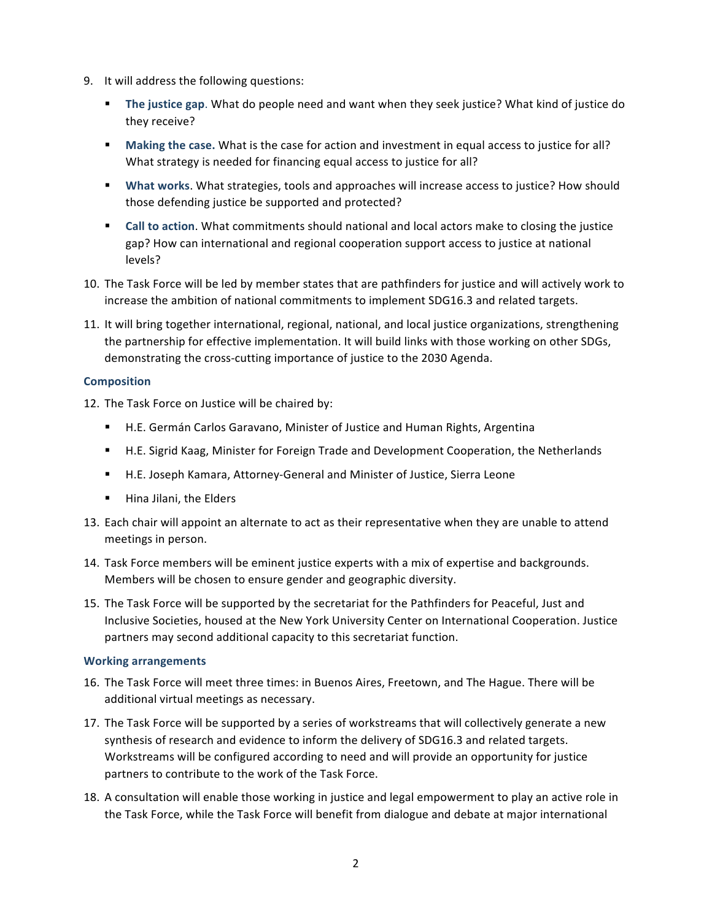9. It will address the following questions:

   - **The justice gap**. What do people need and want when they seek justice? What kind of justice do they receive?
   - **Making the case.** What is the case for action and investment in equal access to justice for all? What strategy is needed for financing equal access to justice for all?
   - **What works**. What strategies, tools and approaches will increase access to justice? How should those defending justice be supported and protected?
   - **Call to action**. What commitments should national and local actors make to closing the justice gap? How can international and regional cooperation support access to justice at national levels?

10. The Task Force will be led by member states that are pathfinders for justice and will actively work to increase the ambition of national commitments to implement SDG16.3 and related targets.

11. It will bring together international, regional, national, and local justice organizations, strengthening the partnership for effective implementation. It will build links with those working on other SDGs, demonstrating the cross-cutting importance of justice to the 2030 Agenda.

### Composition

12. The Task Force on Justice will be chaired by:

   - H.E. Germán Carlos Garavano, Minister of Justice and Human Rights, Argentina
   - H.E. Sigrid Kaag, Minister for Foreign Trade and Development Cooperation, the Netherlands
   - H.E. Joseph Kamara, Attorney-General and Minister of Justice, Sierra Leone
   - Hina Jilani, the Elders

13. Each chair will appoint an alternate to act as their representative when they are unable to attend meetings in person.

14. Task Force members will be eminent justice experts with a mix of expertise and backgrounds. Members will be chosen to ensure gender and geographic diversity.

15. The Task Force will be supported by the secretariat for the Pathfinders for Peaceful, Just and Inclusive Societies, housed at the New York University Center on International Cooperation. Justice partners may second additional capacity to this secretariat function.

### Working arrangements

16. The Task Force will meet three times: in Buenos Aires, Freetown, and The Hague. There will be additional virtual meetings as necessary.

17. The Task Force will be supported by a series of workstreams that will collectively generate a new synthesis of research and evidence to inform the delivery of SDG16.3 and related targets. Workstreams will be configured according to need and will provide an opportunity for justice partners to contribute to the work of the Task Force.

18. A consultation will enable those working in justice and legal empowerment to play an active role in the Task Force, while the Task Force will benefit from dialogue and debate at major international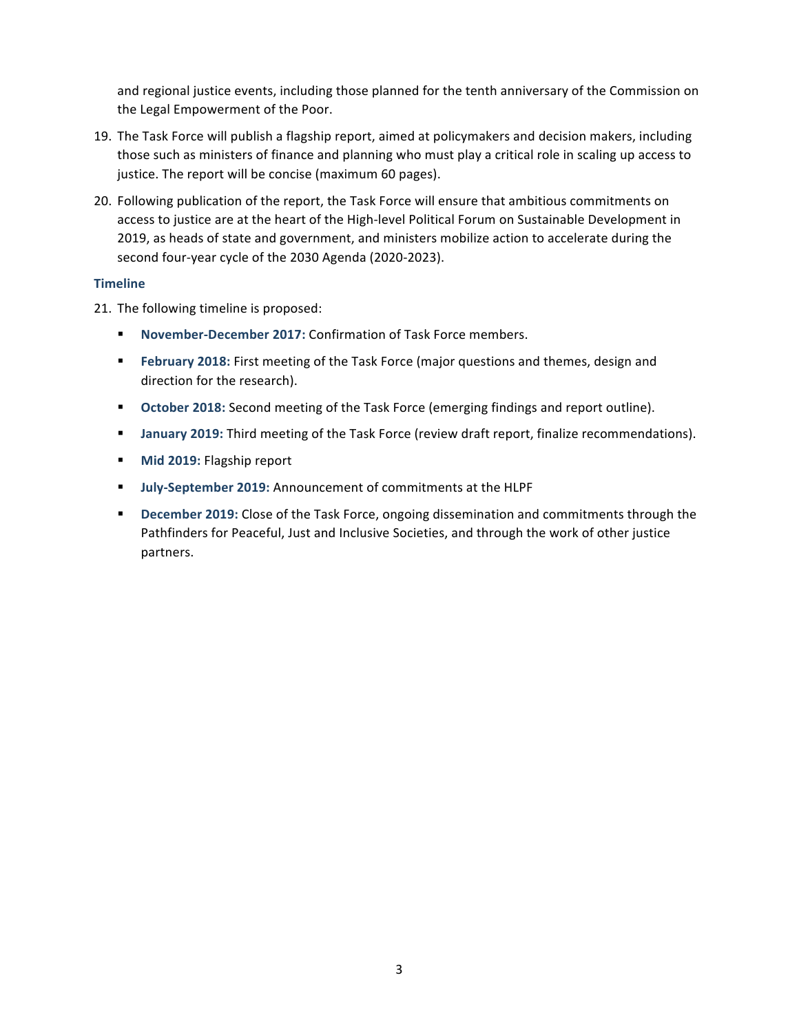and regional justice events, including those planned for the tenth anniversary of the Commission on the Legal Empowerment of the Poor.

19. The Task Force will publish a flagship report, aimed at policymakers and decision makers, including those such as ministers of finance and planning who must play a critical role in scaling up access to justice. The report will be concise (maximum 60 pages).

20. Following publication of the report, the Task Force will ensure that ambitious commitments on access to justice are at the heart of the High-level Political Forum on Sustainable Development in 2019, as heads of state and government, and ministers mobilize action to accelerate during the second four-year cycle of the 2030 Agenda (2020-2023).

### Timeline

21. The following timeline is proposed:

- **November-December 2017:** Confirmation of Task Force members.
- **February 2018:** First meeting of the Task Force (major questions and themes, design and direction for the research).
- **October 2018:** Second meeting of the Task Force (emerging findings and report outline).
- **January 2019:** Third meeting of the Task Force (review draft report, finalize recommendations).
- **Mid 2019:** Flagship report
- **July-September 2019:** Announcement of commitments at the HLPF
- **December 2019:** Close of the Task Force, ongoing dissemination and commitments through the Pathfinders for Peaceful, Just and Inclusive Societies, and through the work of other justice partners.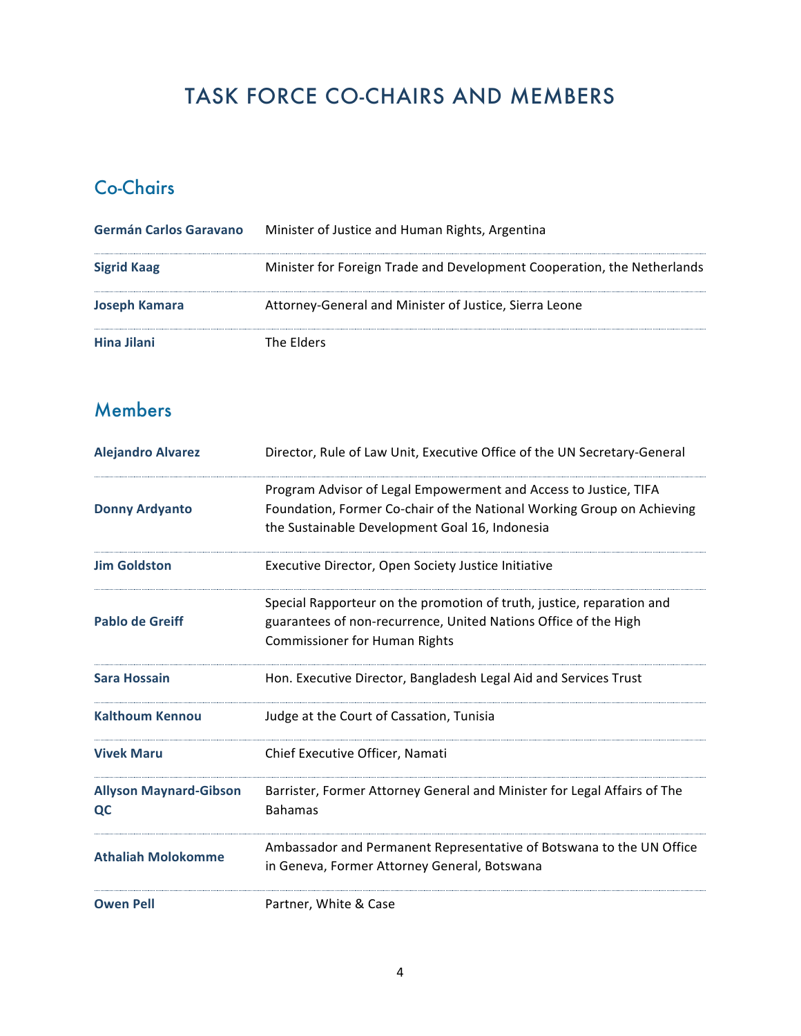# TASK FORCE CO-CHAIRS AND MEMBERS

## Co-Chairs

| | |
|---|---|
| **Germán Carlos Garavano** | Minister of Justice and Human Rights, Argentina |
| **Sigrid Kaag** | Minister for Foreign Trade and Development Cooperation, the Netherlands |
| **Joseph Kamara** | Attorney-General and Minister of Justice, Sierra Leone |
| **Hina Jilani** | The Elders |

## Members

| | |
|---|---|
| **Alejandro Alvarez** | Director, Rule of Law Unit, Executive Office of the UN Secretary-General |
| **Donny Ardyanto** | Program Advisor of Legal Empowerment and Access to Justice, TIFA Foundation, Former Co-chair of the National Working Group on Achieving the Sustainable Development Goal 16, Indonesia |
| **Jim Goldston** | Executive Director, Open Society Justice Initiative |
| **Pablo de Greiff** | Special Rapporteur on the promotion of truth, justice, reparation and guarantees of non-recurrence, United Nations Office of the High Commissioner for Human Rights |
| **Sara Hossain** | Hon. Executive Director, Bangladesh Legal Aid and Services Trust |
| **Kalthoum Kennou** | Judge at the Court of Cassation, Tunisia |
| **Vivek Maru** | Chief Executive Officer, Namati |
| **Allyson Maynard-Gibson QC** | Barrister, Former Attorney General and Minister for Legal Affairs of The Bahamas |
| **Athaliah Molokomme** | Ambassador and Permanent Representative of Botswana to the UN Office in Geneva, Former Attorney General, Botswana |
| **Owen Pell** | Partner, White & Case |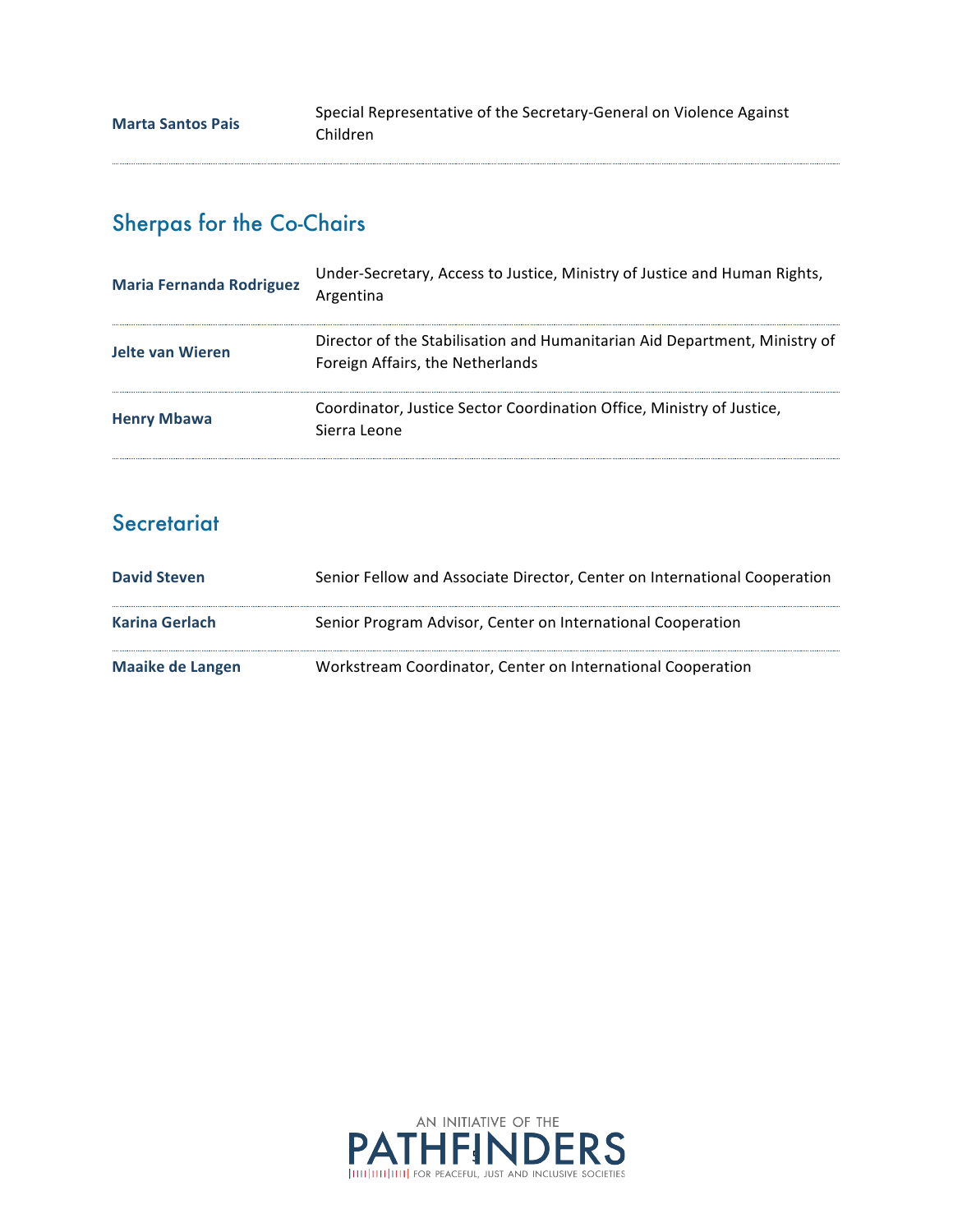| | |
|---|---|
| **Marta Santos Pais** | Special Representative of the Secretary-General on Violence Against Children |

## Sherpas for the Co-Chairs

| | |
|---|---|
| **Maria Fernanda Rodriguez** | Under-Secretary, Access to Justice, Ministry of Justice and Human Rights, Argentina |
| **Jelte van Wieren** | Director of the Stabilisation and Humanitarian Aid Department, Ministry of Foreign Affairs, the Netherlands |
| **Henry Mbawa** | Coordinator, Justice Sector Coordination Office, Ministry of Justice, Sierra Leone |

## Secretariat

| | |
|---|---|
| **David Steven** | Senior Fellow and Associate Director, Center on International Cooperation |
| **Karina Gerlach** | Senior Program Advisor, Center on International Cooperation |
| **Maaike de Langen** | Workstream Coordinator, Center on International Cooperation |

AN INITIATIVE OF THE PATHFINDERS FOR PEACEFUL, JUST AND INCLUSIVE SOCIETIES